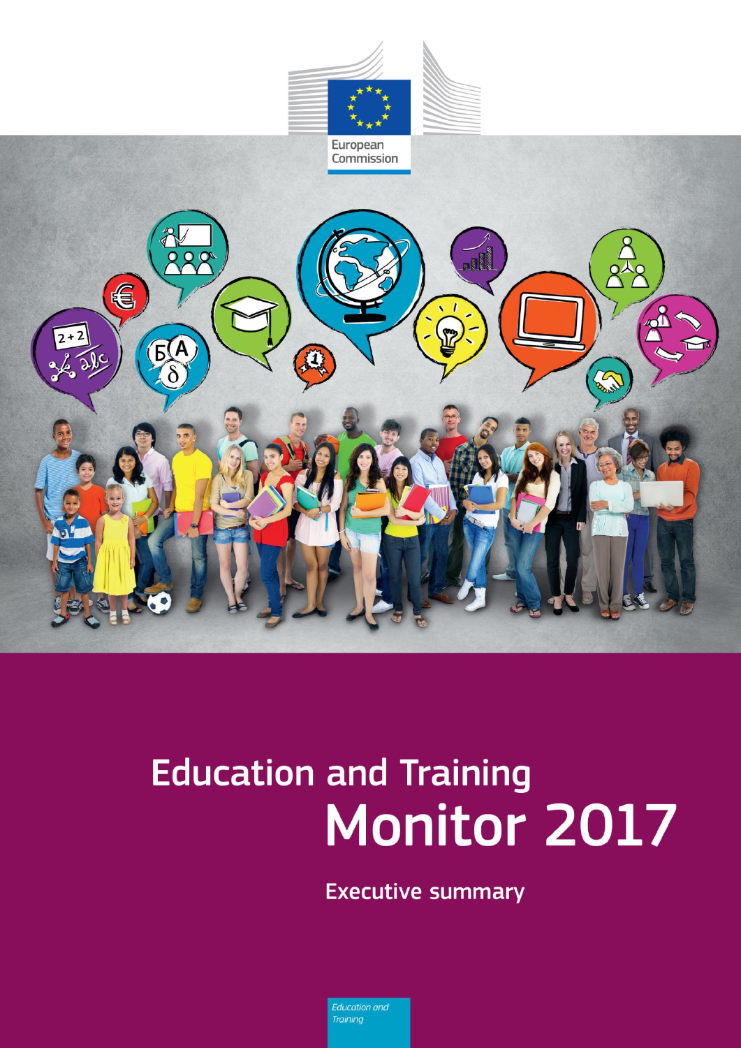European Commission

# Education and Training Monitor 2017

## Executive summary

*Education and Training*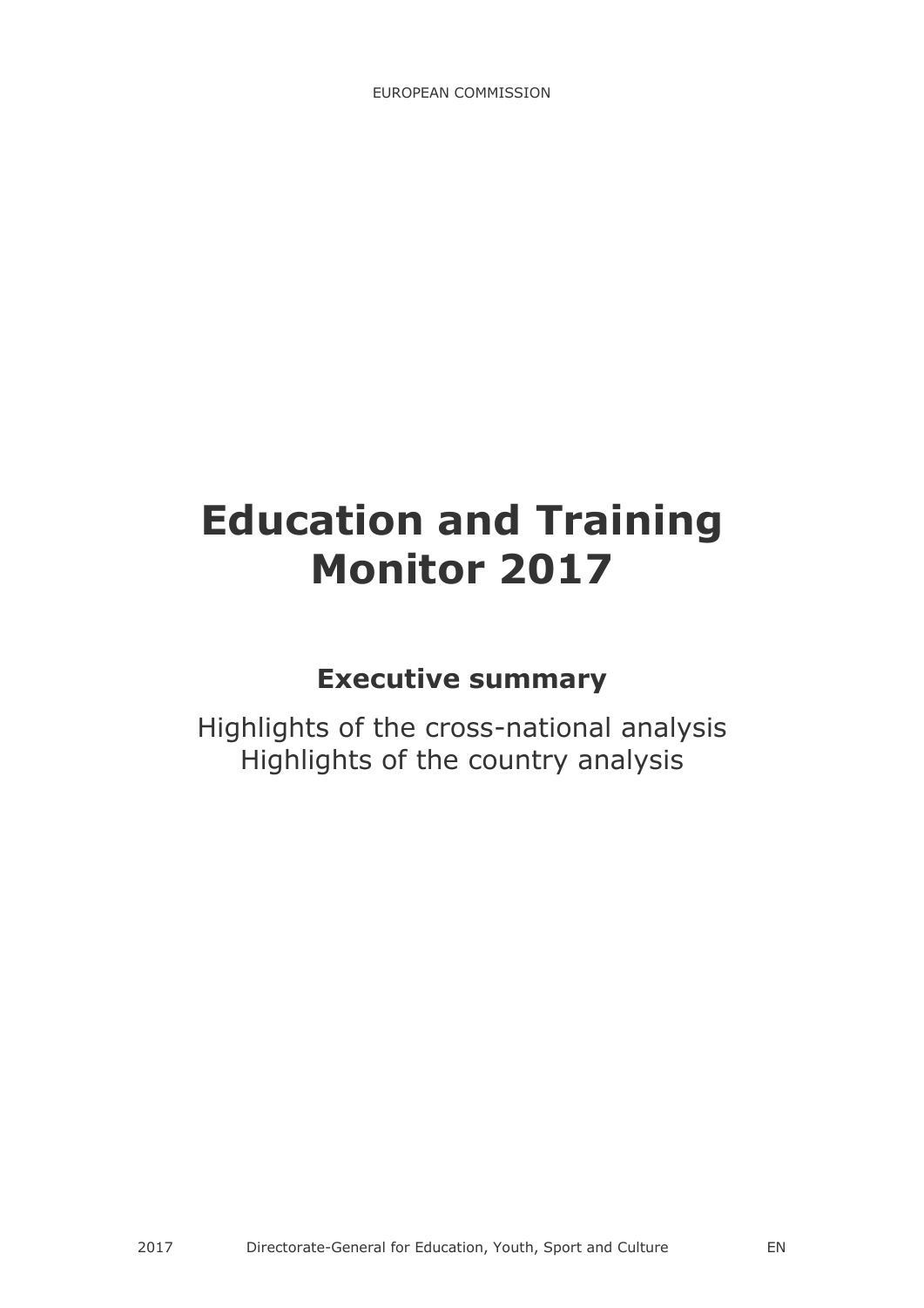EUROPEAN COMMISSION

# Education and Training Monitor 2017

## Executive summary

Highlights of the cross-national analysis
Highlights of the country analysis

2017 Directorate-General for Education, Youth, Sport and Culture EN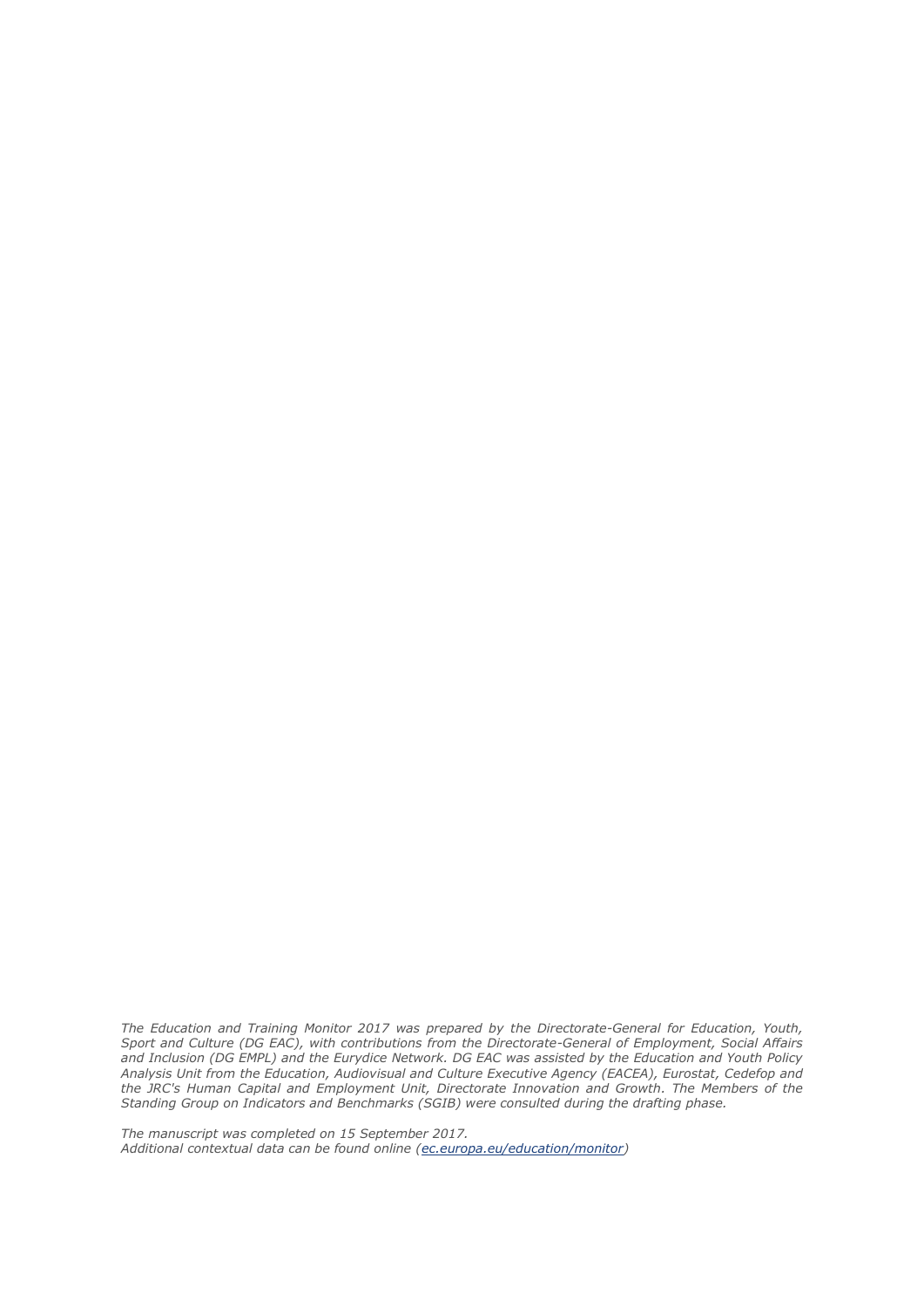*The Education and Training Monitor 2017 was prepared by the Directorate-General for Education, Youth, Sport and Culture (DG EAC), with contributions from the Directorate-General of Employment, Social Affairs and Inclusion (DG EMPL) and the Eurydice Network. DG EAC was assisted by the Education and Youth Policy Analysis Unit from the Education, Audiovisual and Culture Executive Agency (EACEA), Eurostat, Cedefop and the JRC's Human Capital and Employment Unit, Directorate Innovation and Growth. The Members of the Standing Group on Indicators and Benchmarks (SGIB) were consulted during the drafting phase.*

*The manuscript was completed on 15 September 2017.*
*Additional contextual data can be found online ([ec.europa.eu/education/monitor](ec.europa.eu/education/monitor))*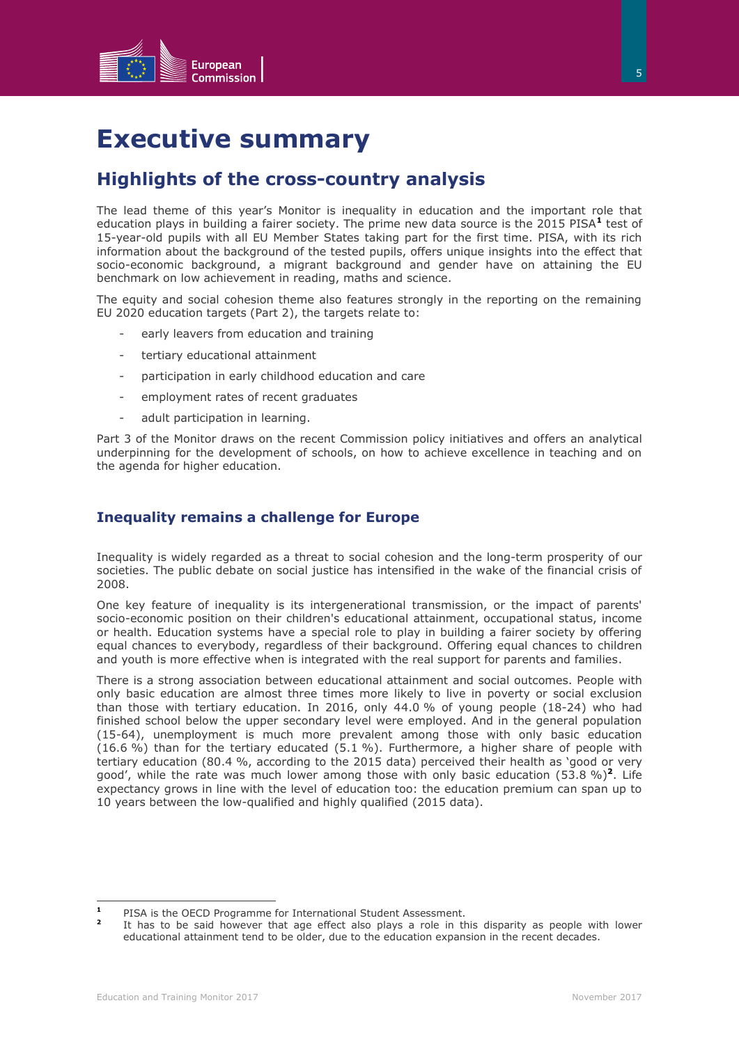# Executive summary

## Highlights of the cross-country analysis

The lead theme of this year's Monitor is inequality in education and the important role that education plays in building a fairer society. The prime new data source is the 2015 PISA[1] test of 15-year-old pupils with all EU Member States taking part for the first time. PISA, with its rich information about the background of the tested pupils, offers unique insights into the effect that socio-economic background, a migrant background and gender have on attaining the EU benchmark on low achievement in reading, maths and science.

The equity and social cohesion theme also features strongly in the reporting on the remaining EU 2020 education targets (Part 2), the targets relate to:

- early leavers from education and training
- tertiary educational attainment
- participation in early childhood education and care
- employment rates of recent graduates
- adult participation in learning.

Part 3 of the Monitor draws on the recent Commission policy initiatives and offers an analytical underpinning for the development of schools, on how to achieve excellence in teaching and on the agenda for higher education.

### Inequality remains a challenge for Europe

Inequality is widely regarded as a threat to social cohesion and the long-term prosperity of our societies. The public debate on social justice has intensified in the wake of the financial crisis of 2008.

One key feature of inequality is its intergenerational transmission, or the impact of parents' socio-economic position on their children's educational attainment, occupational status, income or health. Education systems have a special role to play in building a fairer society by offering equal chances to everybody, regardless of their background. Offering equal chances to children and youth is more effective when is integrated with the real support for parents and families.

There is a strong association between educational attainment and social outcomes. People with only basic education are almost three times more likely to live in poverty or social exclusion than those with tertiary education. In 2016, only 44.0 % of young people (18-24) who had finished school below the upper secondary level were employed. And in the general population (15-64), unemployment is much more prevalent among those with only basic education (16.6 %) than for the tertiary educated (5.1 %). Furthermore, a higher share of people with tertiary education (80.4 %, according to the 2015 data) perceived their health as 'good or very good', while the rate was much lower among those with only basic education (53.8 %)[2]. Life expectancy grows in line with the level of education too: the education premium can span up to 10 years between the low-qualified and highly qualified (2015 data).

---

[1] PISA is the OECD Programme for International Student Assessment.

[2] It has to be said however that age effect also plays a role in this disparity as people with lower educational attainment tend to be older, due to the education expansion in the recent decades.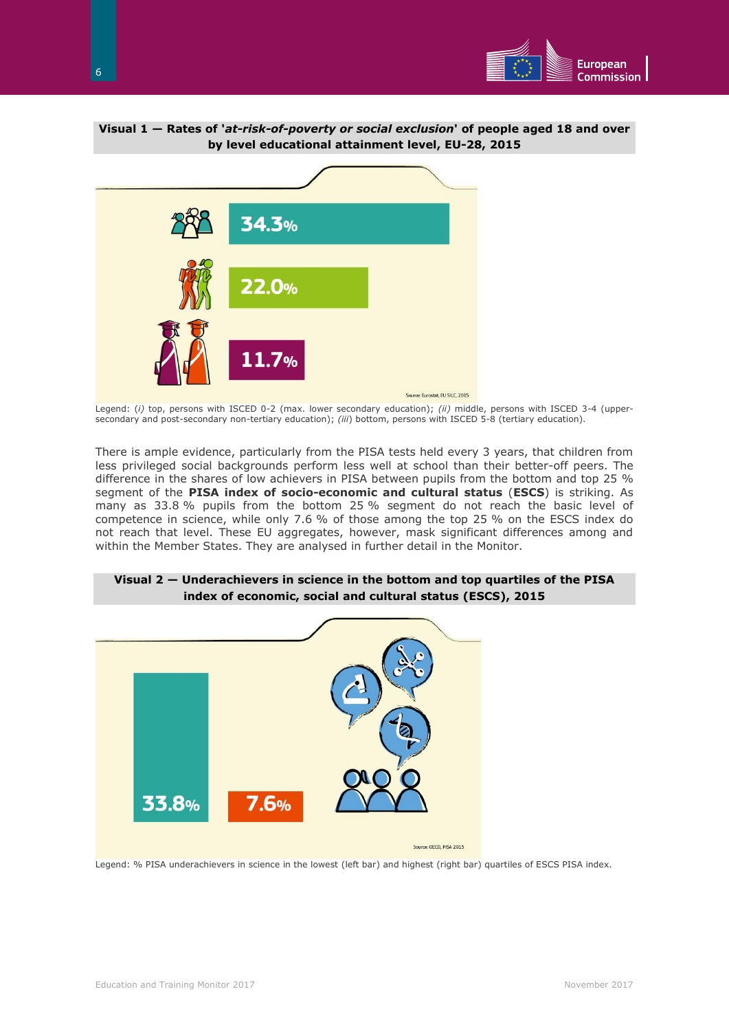**Visual 1 — Rates of '*at-risk-of-poverty or social exclusion*' of people aged 18 and over by level educational attainment level, EU-28, 2015**

34.3%

22.0%

11.7%

Source: Eurostat, EU SILC, 2015

Legend: (*i*) top, persons with ISCED 0-2 (max. lower secondary education); (*ii*) middle, persons with ISCED 3-4 (upper-secondary and post-secondary non-tertiary education); (*iii*) bottom, persons with ISCED 5-8 (tertiary education).

There is ample evidence, particularly from the PISA tests held every 3 years, that children from less privileged social backgrounds perform less well at school than their better-off peers. The difference in the shares of low achievers in PISA between pupils from the bottom and top 25 % segment of the **PISA index of socio-economic and cultural status** (**ESCS**) is striking. As many as 33.8 % pupils from the bottom 25 % segment do not reach the basic level of competence in science, while only 7.6 % of those among the top 25 % on the ESCS index do not reach that level. These EU aggregates, however, mask significant differences among and within the Member States. They are analysed in further detail in the Monitor.

**Visual 2 — Underachievers in science in the bottom and top quartiles of the PISA index of economic, social and cultural status (ESCS), 2015**

33.8%

7.6%

Source: OECD, PISA 2015

Legend: % PISA underachievers in science in the lowest (left bar) and highest (right bar) quartiles of ESCS PISA index.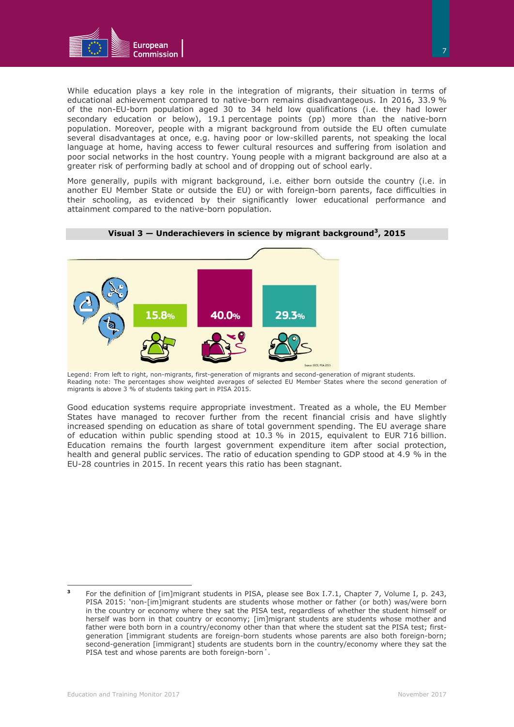While education plays a key role in the integration of migrants, their situation in terms of educational achievement compared to native-born remains disadvantageous. In 2016, 33.9 % of the non-EU-born population aged 30 to 34 held low qualifications (i.e. they had lower secondary education or below), 19.1 percentage points (pp) more than the native-born population. Moreover, people with a migrant background from outside the EU often cumulate several disadvantages at once, e.g. having poor or low-skilled parents, not speaking the local language at home, having access to fewer cultural resources and suffering from isolation and poor social networks in the host country. Young people with a migrant background are also at a greater risk of performing badly at school and of dropping out of school early.

More generally, pupils with migrant background, i.e. either born outside the country (i.e. in another EU Member State or outside the EU) or with foreign-born parents, face difficulties in their schooling, as evidenced by their significantly lower educational performance and attainment compared to the native-born population.

**Visual 3 — Underachievers in science by migrant background[3], 2015**

| Non-migrants | First-generation of migrants | Second-generation of migrant students |
|---|---|---|
| 15.8% | 40.0% | 29.3% |

Source: OECD, PISA 2015

Legend: From left to right, non-migrants, first-generation of migrants and second-generation of migrant students.
Reading note: The percentages show weighted averages of selected EU Member States where the second generation of migrants is above 3 % of students taking part in PISA 2015.

Good education systems require appropriate investment. Treated as a whole, the EU Member States have managed to recover further from the recent financial crisis and have slightly increased spending on education as share of total government spending. The EU average share of education within public spending stood at 10.3 % in 2015, equivalent to EUR 716 billion. Education remains the fourth largest government expenditure item after social protection, health and general public services. The ratio of education spending to GDP stood at 4.9 % in the EU-28 countries in 2015. In recent years this ratio has been stagnant.

---

[3] For the definition of [im]migrant students in PISA, please see Box I.7.1, Chapter 7, Volume I, p. 243, PISA 2015: 'non-[im]migrant students are students whose mother or father (or both) was/were born in the country or economy where they sat the PISA test, regardless of whether the student himself or herself was born in that country or economy; [im]migrant students are students whose mother and father were both born in a country/economy other than that where the student sat the PISA test; first-generation [immigrant students are foreign-born students whose parents are also both foreign-born; second-generation [immigrant] students are students born in the country/economy where they sat the PISA test and whose parents are both foreign-born´.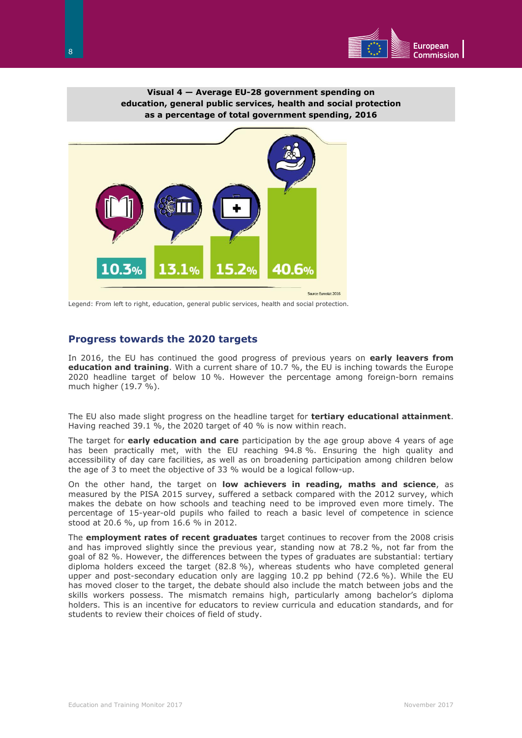**Visual 4 — Average EU-28 government spending on education, general public services, health and social protection as a percentage of total government spending, 2016**

10.3% 13.1% 15.2% 40.6%

Source: Eurostat 2016

Legend: From left to right, education, general public services, health and social protection.

## Progress towards the 2020 targets

In 2016, the EU has continued the good progress of previous years on **early leavers from education and training**. With a current share of 10.7 %, the EU is inching towards the Europe 2020 headline target of below 10 %. However the percentage among foreign-born remains much higher (19.7 %).

The EU also made slight progress on the headline target for **tertiary educational attainment**. Having reached 39.1 %, the 2020 target of 40 % is now within reach.

The target for **early education and care** participation by the age group above 4 years of age has been practically met, with the EU reaching 94.8 %. Ensuring the high quality and accessibility of day care facilities, as well as on broadening participation among children below the age of 3 to meet the objective of 33 % would be a logical follow-up.

On the other hand, the target on **low achievers in reading, maths and science**, as measured by the PISA 2015 survey, suffered a setback compared with the 2012 survey, which makes the debate on how schools and teaching need to be improved even more timely. The percentage of 15-year-old pupils who failed to reach a basic level of competence in science stood at 20.6 %, up from 16.6 % in 2012.

The **employment rates of recent graduates** target continues to recover from the 2008 crisis and has improved slightly since the previous year, standing now at 78.2 %, not far from the goal of 82 %. However, the differences between the types of graduates are substantial: tertiary diploma holders exceed the target (82.8 %), whereas students who have completed general upper and post-secondary education only are lagging 10.2 pp behind (72.6 %). While the EU has moved closer to the target, the debate should also include the match between jobs and the skills workers possess. The mismatch remains high, particularly among bachelor's diploma holders. This is an incentive for educators to review curricula and education standards, and for students to review their choices of field of study.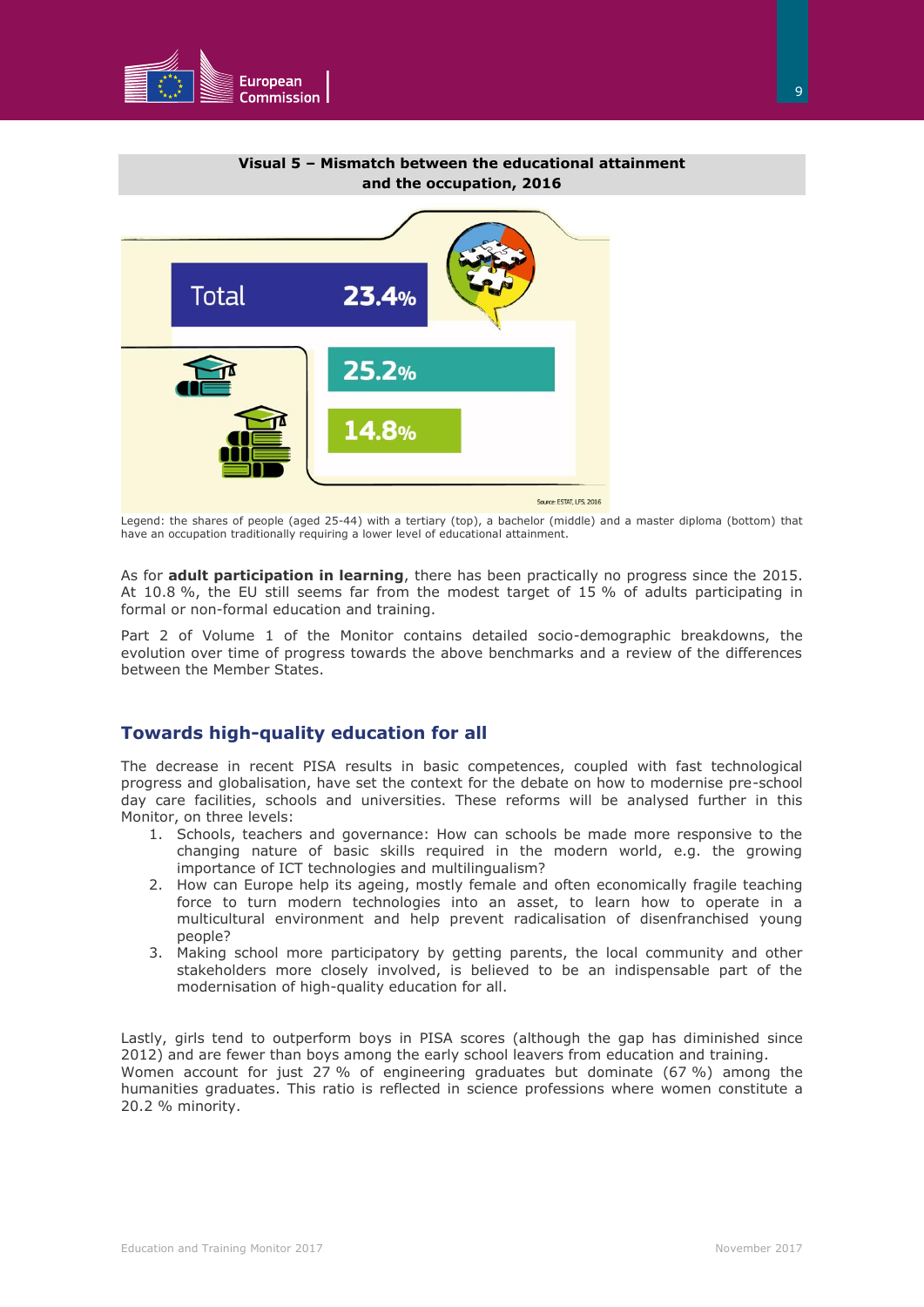**Visual 5 – Mismatch between the educational attainment and the occupation, 2016**

| | |
|---|---|
| Total | 23.4% |
| Bachelor | 25.2% |
| Master | 14.8% |

Source: ESTAT, LFS, 2016

Legend: the shares of people (aged 25-44) with a tertiary (top), a bachelor (middle) and a master diploma (bottom) that have an occupation traditionally requiring a lower level of educational attainment.

As for **adult participation in learning**, there has been practically no progress since the 2015. At 10.8 %, the EU still seems far from the modest target of 15 % of adults participating in formal or non-formal education and training.

Part 2 of Volume 1 of the Monitor contains detailed socio-demographic breakdowns, the evolution over time of progress towards the above benchmarks and a review of the differences between the Member States.

## Towards high-quality education for all

The decrease in recent PISA results in basic competences, coupled with fast technological progress and globalisation, have set the context for the debate on how to modernise pre-school day care facilities, schools and universities. These reforms will be analysed further in this Monitor, on three levels:

1. Schools, teachers and governance: How can schools be made more responsive to the changing nature of basic skills required in the modern world, e.g. the growing importance of ICT technologies and multilingualism?
2. How can Europe help its ageing, mostly female and often economically fragile teaching force to turn modern technologies into an asset, to learn how to operate in a multicultural environment and help prevent radicalisation of disenfranchised young people?
3. Making school more participatory by getting parents, the local community and other stakeholders more closely involved, is believed to be an indispensable part of the modernisation of high-quality education for all.

Lastly, girls tend to outperform boys in PISA scores (although the gap has diminished since 2012) and are fewer than boys among the early school leavers from education and training. Women account for just 27 % of engineering graduates but dominate (67 %) among the humanities graduates. This ratio is reflected in science professions where women constitute a 20.2 % minority.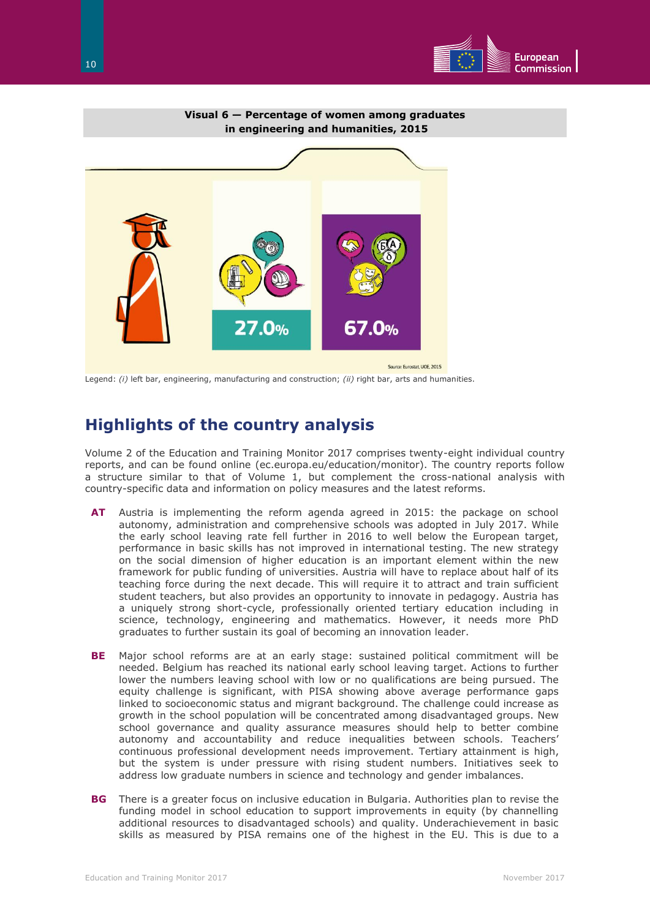**Visual 6 — Percentage of women among graduates in engineering and humanities, 2015**

27.0%

67.0%

Source: Eurostat, UOE, 2015

Legend: *(i)* left bar, engineering, manufacturing and construction; *(ii)* right bar, arts and humanities.

## Highlights of the country analysis

Volume 2 of the Education and Training Monitor 2017 comprises twenty-eight individual country reports, and can be found online (ec.europa.eu/education/monitor). The country reports follow a structure similar to that of Volume 1, but complement the cross-national analysis with country-specific data and information on policy measures and the latest reforms.

**AT** Austria is implementing the reform agenda agreed in 2015: the package on school autonomy, administration and comprehensive schools was adopted in July 2017. While the early school leaving rate fell further in 2016 to well below the European target, performance in basic skills has not improved in international testing. The new strategy on the social dimension of higher education is an important element within the new framework for public funding of universities. Austria will have to replace about half of its teaching force during the next decade. This will require it to attract and train sufficient student teachers, but also provides an opportunity to innovate in pedagogy. Austria has a uniquely strong short-cycle, professionally oriented tertiary education including in science, technology, engineering and mathematics. However, it needs more PhD graduates to further sustain its goal of becoming an innovation leader.

**BE** Major school reforms are at an early stage: sustained political commitment will be needed. Belgium has reached its national early school leaving target. Actions to further lower the numbers leaving school with low or no qualifications are being pursued. The equity challenge is significant, with PISA showing above average performance gaps linked to socioeconomic status and migrant background. The challenge could increase as growth in the school population will be concentrated among disadvantaged groups. New school governance and quality assurance measures should help to better combine autonomy and accountability and reduce inequalities between schools. Teachers' continuous professional development needs improvement. Tertiary attainment is high, but the system is under pressure with rising student numbers. Initiatives seek to address low graduate numbers in science and technology and gender imbalances.

**BG** There is a greater focus on inclusive education in Bulgaria. Authorities plan to revise the funding model in school education to support improvements in equity (by channelling additional resources to disadvantaged schools) and quality. Underachievement in basic skills as measured by PISA remains one of the highest in the EU. This is due to a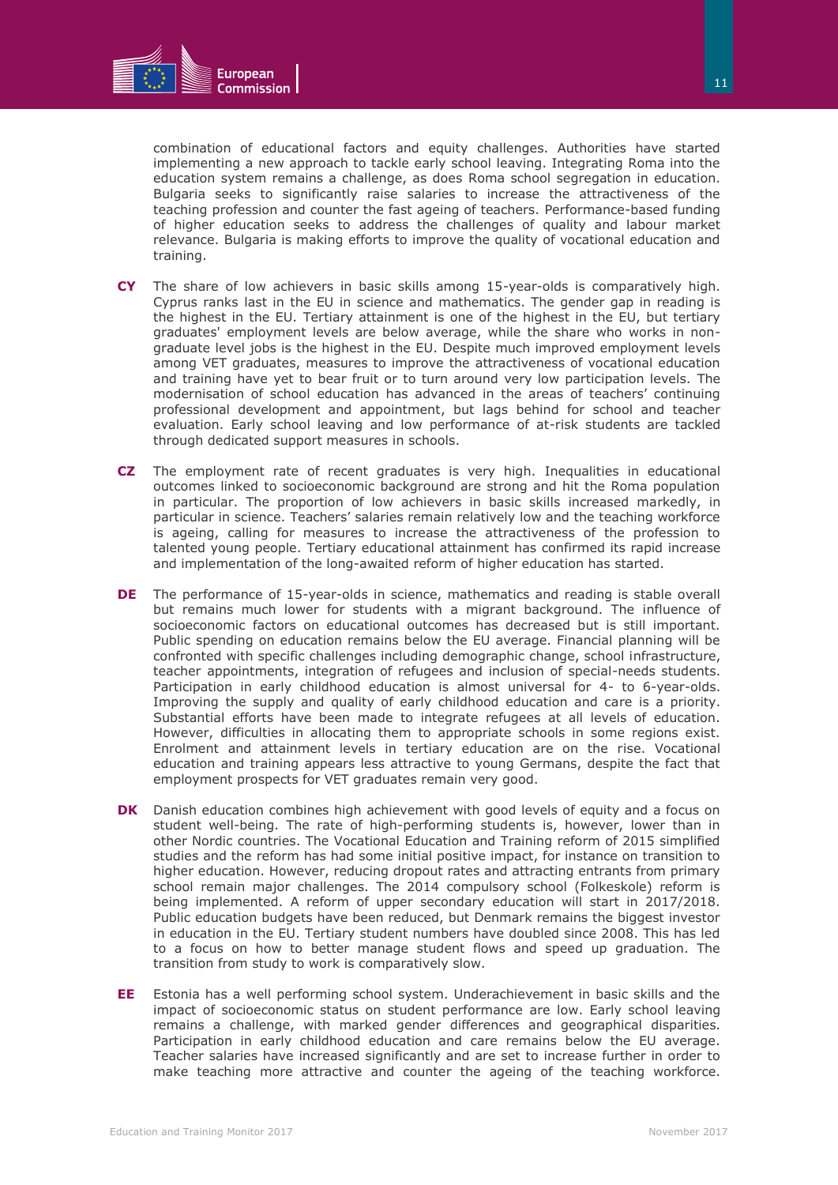combination of educational factors and equity challenges. Authorities have started implementing a new approach to tackle early school leaving. Integrating Roma into the education system remains a challenge, as does Roma school segregation in education. Bulgaria seeks to significantly raise salaries to increase the attractiveness of the teaching profession and counter the fast ageing of teachers. Performance-based funding of higher education seeks to address the challenges of quality and labour market relevance. Bulgaria is making efforts to improve the quality of vocational education and training.

**CY** The share of low achievers in basic skills among 15-year-olds is comparatively high. Cyprus ranks last in the EU in science and mathematics. The gender gap in reading is the highest in the EU. Tertiary attainment is one of the highest in the EU, but tertiary graduates' employment levels are below average, while the share who works in non-graduate level jobs is the highest in the EU. Despite much improved employment levels among VET graduates, measures to improve the attractiveness of vocational education and training have yet to bear fruit or to turn around very low participation levels. The modernisation of school education has advanced in the areas of teachers' continuing professional development and appointment, but lags behind for school and teacher evaluation. Early school leaving and low performance of at-risk students are tackled through dedicated support measures in schools.

**CZ** The employment rate of recent graduates is very high. Inequalities in educational outcomes linked to socioeconomic background are strong and hit the Roma population in particular. The proportion of low achievers in basic skills increased markedly, in particular in science. Teachers' salaries remain relatively low and the teaching workforce is ageing, calling for measures to increase the attractiveness of the profession to talented young people. Tertiary educational attainment has confirmed its rapid increase and implementation of the long-awaited reform of higher education has started.

**DE** The performance of 15-year-olds in science, mathematics and reading is stable overall but remains much lower for students with a migrant background. The influence of socioeconomic factors on educational outcomes has decreased but is still important. Public spending on education remains below the EU average. Financial planning will be confronted with specific challenges including demographic change, school infrastructure, teacher appointments, integration of refugees and inclusion of special-needs students. Participation in early childhood education is almost universal for 4- to 6-year-olds. Improving the supply and quality of early childhood education and care is a priority. Substantial efforts have been made to integrate refugees at all levels of education. However, difficulties in allocating them to appropriate schools in some regions exist. Enrolment and attainment levels in tertiary education are on the rise. Vocational education and training appears less attractive to young Germans, despite the fact that employment prospects for VET graduates remain very good.

**DK** Danish education combines high achievement with good levels of equity and a focus on student well-being. The rate of high-performing students is, however, lower than in other Nordic countries. The Vocational Education and Training reform of 2015 simplified studies and the reform has had some initial positive impact, for instance on transition to higher education. However, reducing dropout rates and attracting entrants from primary school remain major challenges. The 2014 compulsory school (Folkeskole) reform is being implemented. A reform of upper secondary education will start in 2017/2018. Public education budgets have been reduced, but Denmark remains the biggest investor in education in the EU. Tertiary student numbers have doubled since 2008. This has led to a focus on how to better manage student flows and speed up graduation. The transition from study to work is comparatively slow.

**EE** Estonia has a well performing school system. Underachievement in basic skills and the impact of socioeconomic status on student performance are low. Early school leaving remains a challenge, with marked gender differences and geographical disparities. Participation in early childhood education and care remains below the EU average. Teacher salaries have increased significantly and are set to increase further in order to make teaching more attractive and counter the ageing of the teaching workforce.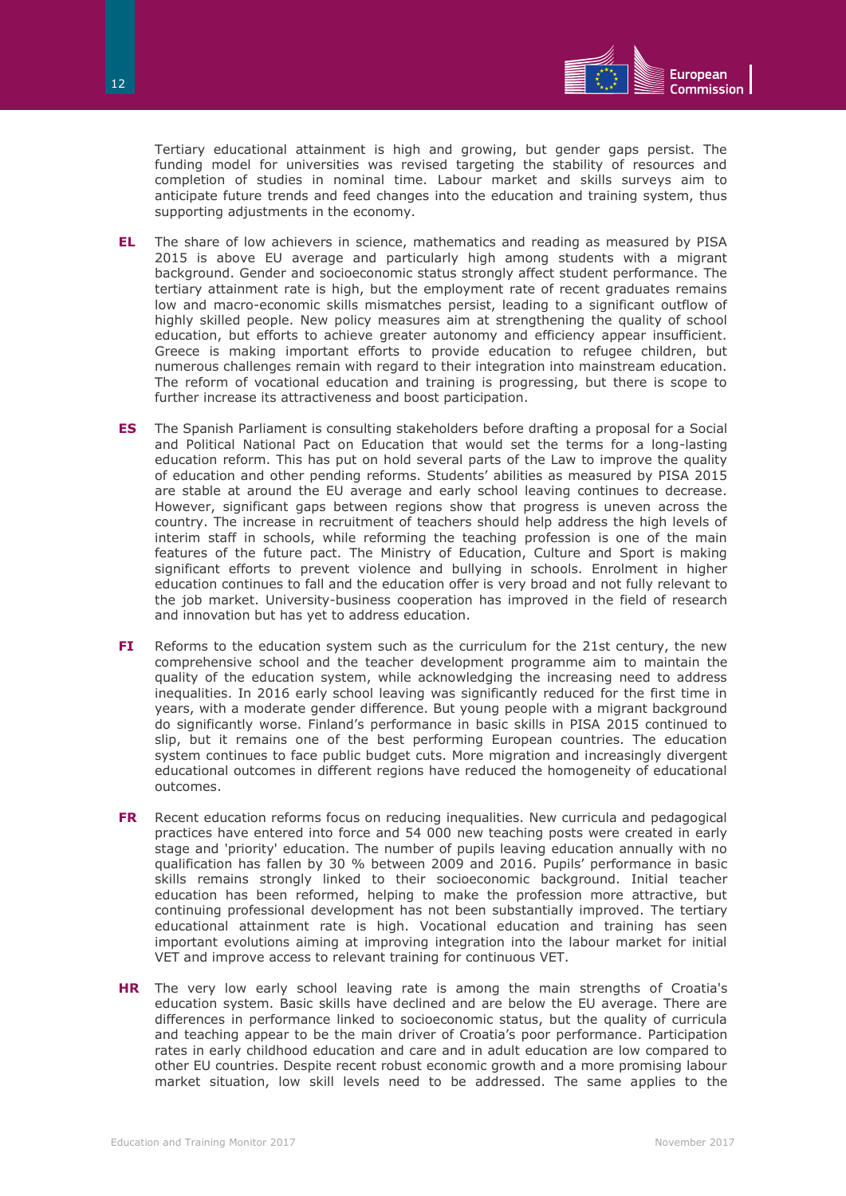Tertiary educational attainment is high and growing, but gender gaps persist. The funding model for universities was revised targeting the stability of resources and completion of studies in nominal time. Labour market and skills surveys aim to anticipate future trends and feed changes into the education and training system, thus supporting adjustments in the economy.

**EL** The share of low achievers in science, mathematics and reading as measured by PISA 2015 is above EU average and particularly high among students with a migrant background. Gender and socioeconomic status strongly affect student performance. The tertiary attainment rate is high, but the employment rate of recent graduates remains low and macro-economic skills mismatches persist, leading to a significant outflow of highly skilled people. New policy measures aim at strengthening the quality of school education, but efforts to achieve greater autonomy and efficiency appear insufficient. Greece is making important efforts to provide education to refugee children, but numerous challenges remain with regard to their integration into mainstream education. The reform of vocational education and training is progressing, but there is scope to further increase its attractiveness and boost participation.

**ES** The Spanish Parliament is consulting stakeholders before drafting a proposal for a Social and Political National Pact on Education that would set the terms for a long-lasting education reform. This has put on hold several parts of the Law to improve the quality of education and other pending reforms. Students' abilities as measured by PISA 2015 are stable at around the EU average and early school leaving continues to decrease. However, significant gaps between regions show that progress is uneven across the country. The increase in recruitment of teachers should help address the high levels of interim staff in schools, while reforming the teaching profession is one of the main features of the future pact. The Ministry of Education, Culture and Sport is making significant efforts to prevent violence and bullying in schools. Enrolment in higher education continues to fall and the education offer is very broad and not fully relevant to the job market. University-business cooperation has improved in the field of research and innovation but has yet to address education.

**FI** Reforms to the education system such as the curriculum for the 21st century, the new comprehensive school and the teacher development programme aim to maintain the quality of the education system, while acknowledging the increasing need to address inequalities. In 2016 early school leaving was significantly reduced for the first time in years, with a moderate gender difference. But young people with a migrant background do significantly worse. Finland's performance in basic skills in PISA 2015 continued to slip, but it remains one of the best performing European countries. The education system continues to face public budget cuts. More migration and increasingly divergent educational outcomes in different regions have reduced the homogeneity of educational outcomes.

**FR** Recent education reforms focus on reducing inequalities. New curricula and pedagogical practices have entered into force and 54 000 new teaching posts were created in early stage and 'priority' education. The number of pupils leaving education annually with no qualification has fallen by 30 % between 2009 and 2016. Pupils' performance in basic skills remains strongly linked to their socioeconomic background. Initial teacher education has been reformed, helping to make the profession more attractive, but continuing professional development has not been substantially improved. The tertiary educational attainment rate is high. Vocational education and training has seen important evolutions aiming at improving integration into the labour market for initial VET and improve access to relevant training for continuous VET.

**HR** The very low early school leaving rate is among the main strengths of Croatia's education system. Basic skills have declined and are below the EU average. There are differences in performance linked to socioeconomic status, but the quality of curricula and teaching appear to be the main driver of Croatia's poor performance. Participation rates in early childhood education and care and in adult education are low compared to other EU countries. Despite recent robust economic growth and a more promising labour market situation, low skill levels need to be addressed. The same applies to the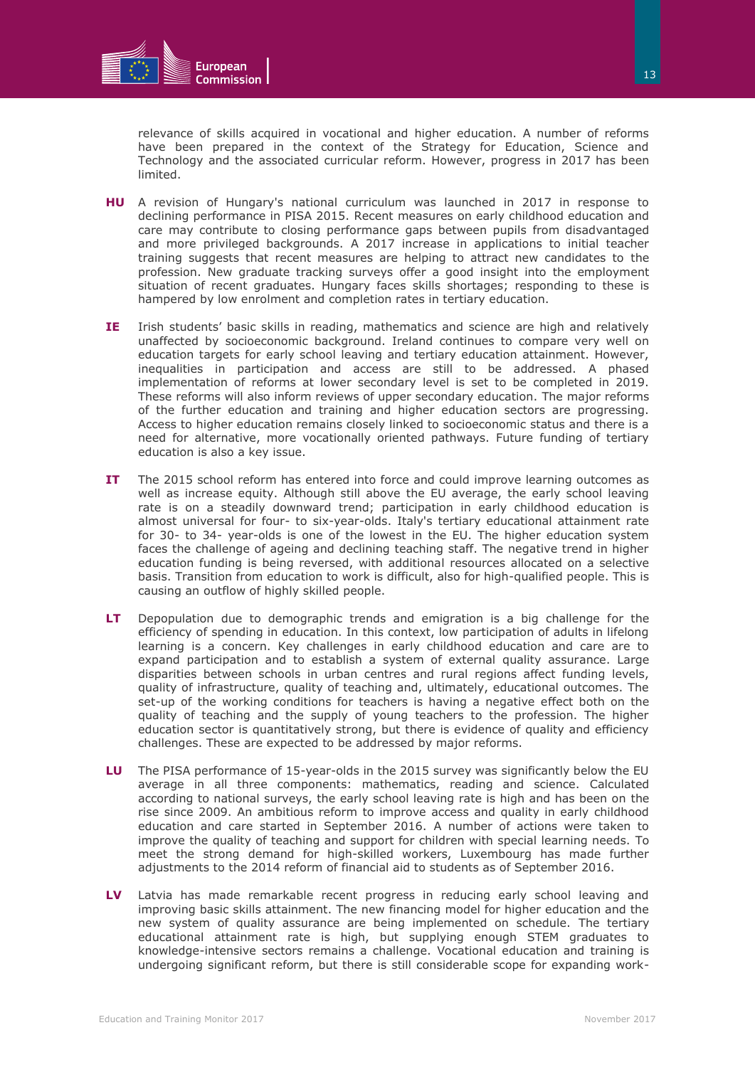relevance of skills acquired in vocational and higher education. A number of reforms have been prepared in the context of the Strategy for Education, Science and Technology and the associated curricular reform. However, progress in 2017 has been limited.

**HU** A revision of Hungary's national curriculum was launched in 2017 in response to declining performance in PISA 2015. Recent measures on early childhood education and care may contribute to closing performance gaps between pupils from disadvantaged and more privileged backgrounds. A 2017 increase in applications to initial teacher training suggests that recent measures are helping to attract new candidates to the profession. New graduate tracking surveys offer a good insight into the employment situation of recent graduates. Hungary faces skills shortages; responding to these is hampered by low enrolment and completion rates in tertiary education.

**IE** Irish students' basic skills in reading, mathematics and science are high and relatively unaffected by socioeconomic background. Ireland continues to compare very well on education targets for early school leaving and tertiary education attainment. However, inequalities in participation and access are still to be addressed. A phased implementation of reforms at lower secondary level is set to be completed in 2019. These reforms will also inform reviews of upper secondary education. The major reforms of the further education and training and higher education sectors are progressing. Access to higher education remains closely linked to socioeconomic status and there is a need for alternative, more vocationally oriented pathways. Future funding of tertiary education is also a key issue.

**IT** The 2015 school reform has entered into force and could improve learning outcomes as well as increase equity. Although still above the EU average, the early school leaving rate is on a steadily downward trend; participation in early childhood education is almost universal for four- to six-year-olds. Italy's tertiary educational attainment rate for 30- to 34- year-olds is one of the lowest in the EU. The higher education system faces the challenge of ageing and declining teaching staff. The negative trend in higher education funding is being reversed, with additional resources allocated on a selective basis. Transition from education to work is difficult, also for high-qualified people. This is causing an outflow of highly skilled people.

**LT** Depopulation due to demographic trends and emigration is a big challenge for the efficiency of spending in education. In this context, low participation of adults in lifelong learning is a concern. Key challenges in early childhood education and care are to expand participation and to establish a system of external quality assurance. Large disparities between schools in urban centres and rural regions affect funding levels, quality of infrastructure, quality of teaching and, ultimately, educational outcomes. The set-up of the working conditions for teachers is having a negative effect both on the quality of teaching and the supply of young teachers to the profession. The higher education sector is quantitatively strong, but there is evidence of quality and efficiency challenges. These are expected to be addressed by major reforms.

**LU** The PISA performance of 15-year-olds in the 2015 survey was significantly below the EU average in all three components: mathematics, reading and science. Calculated according to national surveys, the early school leaving rate is high and has been on the rise since 2009. An ambitious reform to improve access and quality in early childhood education and care started in September 2016. A number of actions were taken to improve the quality of teaching and support for children with special learning needs. To meet the strong demand for high-skilled workers, Luxembourg has made further adjustments to the 2014 reform of financial aid to students as of September 2016.

**LV** Latvia has made remarkable recent progress in reducing early school leaving and improving basic skills attainment. The new financing model for higher education and the new system of quality assurance are being implemented on schedule. The tertiary educational attainment rate is high, but supplying enough STEM graduates to knowledge-intensive sectors remains a challenge. Vocational education and training is undergoing significant reform, but there is still considerable scope for expanding work-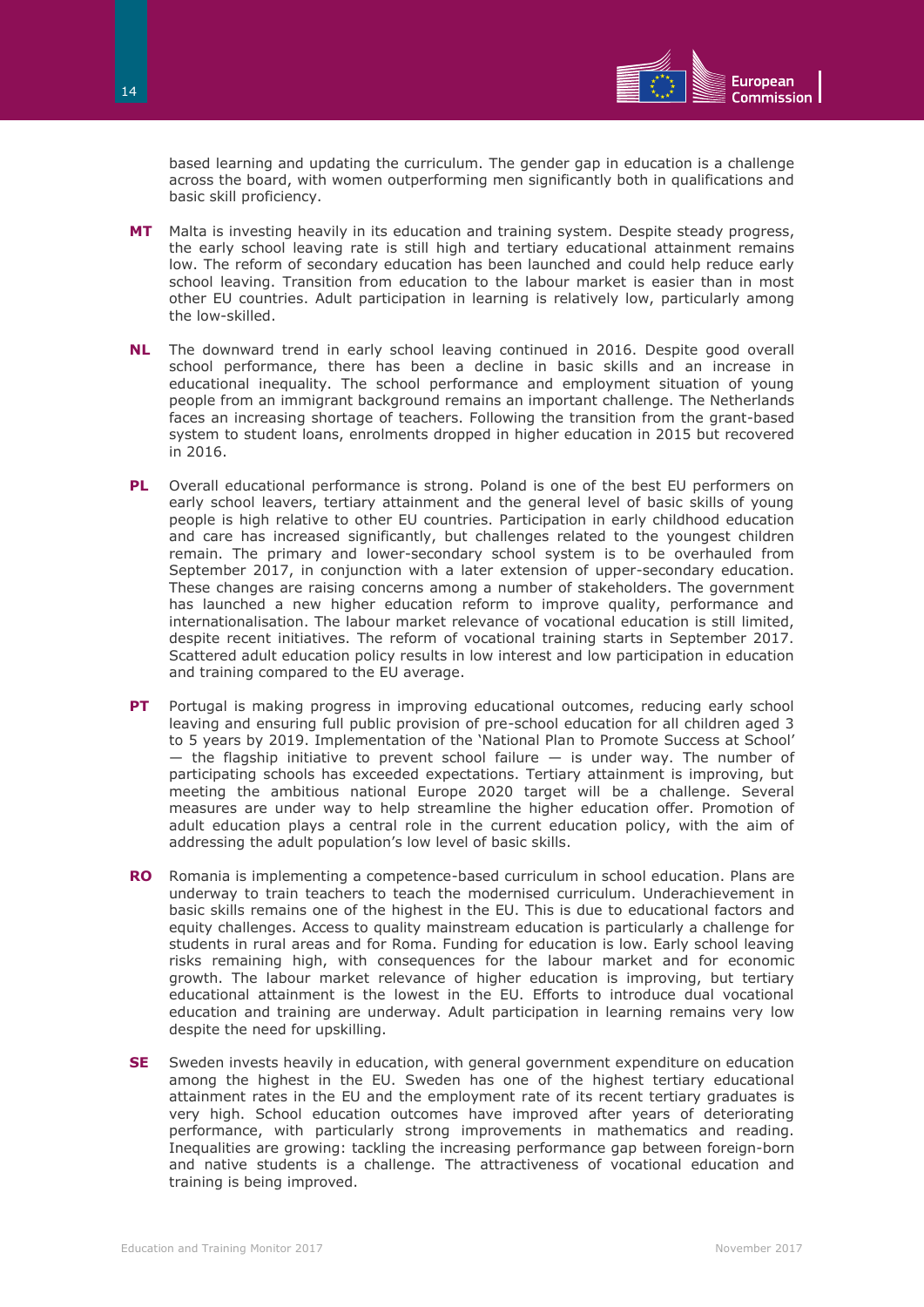based learning and updating the curriculum. The gender gap in education is a challenge across the board, with women outperforming men significantly both in qualifications and basic skill proficiency.

**MT** Malta is investing heavily in its education and training system. Despite steady progress, the early school leaving rate is still high and tertiary educational attainment remains low. The reform of secondary education has been launched and could help reduce early school leaving. Transition from education to the labour market is easier than in most other EU countries. Adult participation in learning is relatively low, particularly among the low-skilled.

**NL** The downward trend in early school leaving continued in 2016. Despite good overall school performance, there has been a decline in basic skills and an increase in educational inequality. The school performance and employment situation of young people from an immigrant background remains an important challenge. The Netherlands faces an increasing shortage of teachers. Following the transition from the grant-based system to student loans, enrolments dropped in higher education in 2015 but recovered in 2016.

**PL** Overall educational performance is strong. Poland is one of the best EU performers on early school leavers, tertiary attainment and the general level of basic skills of young people is high relative to other EU countries. Participation in early childhood education and care has increased significantly, but challenges related to the youngest children remain. The primary and lower-secondary school system is to be overhauled from September 2017, in conjunction with a later extension of upper-secondary education. These changes are raising concerns among a number of stakeholders. The government has launched a new higher education reform to improve quality, performance and internationalisation. The labour market relevance of vocational education is still limited, despite recent initiatives. The reform of vocational training starts in September 2017. Scattered adult education policy results in low interest and low participation in education and training compared to the EU average.

**PT** Portugal is making progress in improving educational outcomes, reducing early school leaving and ensuring full public provision of pre-school education for all children aged 3 to 5 years by 2019. Implementation of the 'National Plan to Promote Success at School' — the flagship initiative to prevent school failure — is under way. The number of participating schools has exceeded expectations. Tertiary attainment is improving, but meeting the ambitious national Europe 2020 target will be a challenge. Several measures are under way to help streamline the higher education offer. Promotion of adult education plays a central role in the current education policy, with the aim of addressing the adult population's low level of basic skills.

**RO** Romania is implementing a competence-based curriculum in school education. Plans are underway to train teachers to teach the modernised curriculum. Underachievement in basic skills remains one of the highest in the EU. This is due to educational factors and equity challenges. Access to quality mainstream education is particularly a challenge for students in rural areas and for Roma. Funding for education is low. Early school leaving risks remaining high, with consequences for the labour market and for economic growth. The labour market relevance of higher education is improving, but tertiary educational attainment is the lowest in the EU. Efforts to introduce dual vocational education and training are underway. Adult participation in learning remains very low despite the need for upskilling.

**SE** Sweden invests heavily in education, with general government expenditure on education among the highest in the EU. Sweden has one of the highest tertiary educational attainment rates in the EU and the employment rate of its recent tertiary graduates is very high. School education outcomes have improved after years of deteriorating performance, with particularly strong improvements in mathematics and reading. Inequalities are growing: tackling the increasing performance gap between foreign-born and native students is a challenge. The attractiveness of vocational education and training is being improved.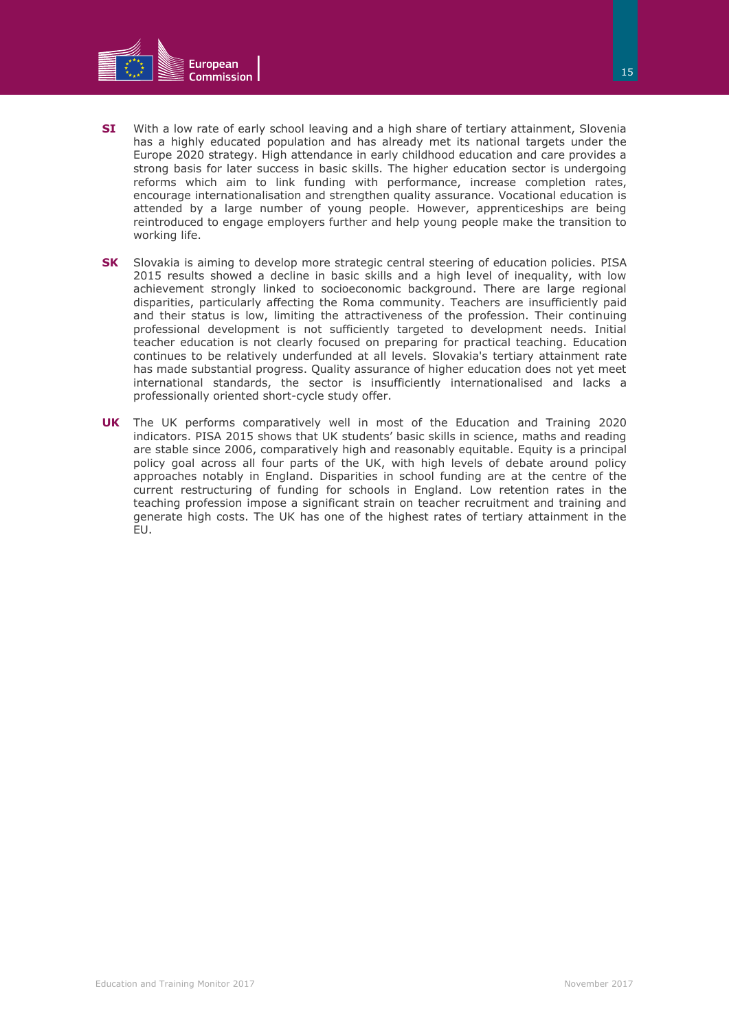**SI** With a low rate of early school leaving and a high share of tertiary attainment, Slovenia has a highly educated population and has already met its national targets under the Europe 2020 strategy. High attendance in early childhood education and care provides a strong basis for later success in basic skills. The higher education sector is undergoing reforms which aim to link funding with performance, increase completion rates, encourage internationalisation and strengthen quality assurance. Vocational education is attended by a large number of young people. However, apprenticeships are being reintroduced to engage employers further and help young people make the transition to working life.

**SK** Slovakia is aiming to develop more strategic central steering of education policies. PISA 2015 results showed a decline in basic skills and a high level of inequality, with low achievement strongly linked to socioeconomic background. There are large regional disparities, particularly affecting the Roma community. Teachers are insufficiently paid and their status is low, limiting the attractiveness of the profession. Their continuing professional development is not sufficiently targeted to development needs. Initial teacher education is not clearly focused on preparing for practical teaching. Education continues to be relatively underfunded at all levels. Slovakia's tertiary attainment rate has made substantial progress. Quality assurance of higher education does not yet meet international standards, the sector is insufficiently internationalised and lacks a professionally oriented short-cycle study offer.

**UK** The UK performs comparatively well in most of the Education and Training 2020 indicators. PISA 2015 shows that UK students' basic skills in science, maths and reading are stable since 2006, comparatively high and reasonably equitable. Equity is a principal policy goal across all four parts of the UK, with high levels of debate around policy approaches notably in England. Disparities in school funding are at the centre of the current restructuring of funding for schools in England. Low retention rates in the teaching profession impose a significant strain on teacher recruitment and training and generate high costs. The UK has one of the highest rates of tertiary attainment in the EU.